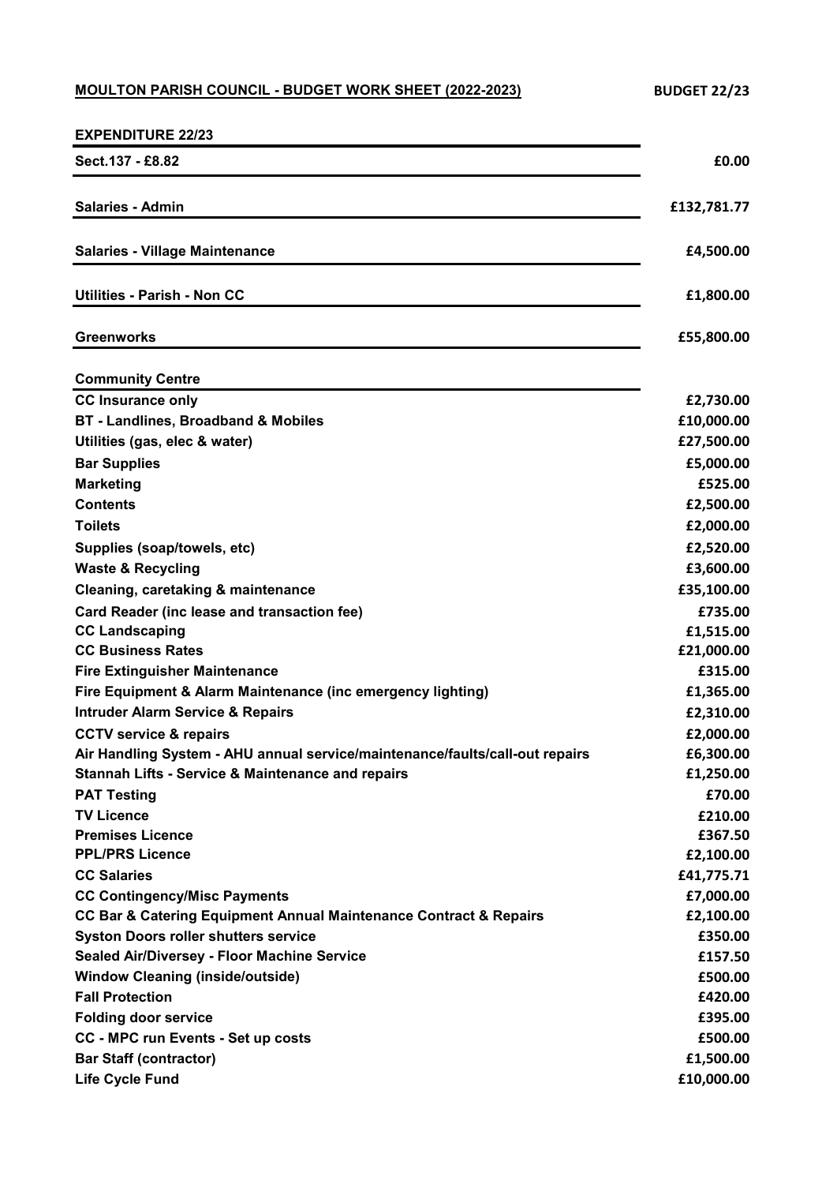**MOULTON PARISH COUNCIL - BUDGET WORK SHEET (2022-2023)** **BUDGET 22/23**

| EXPENDITURE 22/23 | |
|---|---|
| **Sect.137 - £8.82** | **£0.00** |
| **Salaries - Admin** | **£132,781.77** |
| **Salaries - Village Maintenance** | **£4,500.00** |
| **Utilities - Parish - Non CC** | **£1,800.00** |
| **Greenworks** | **£55,800.00** |
| **Community Centre** | |
| **CC Insurance only** | **£2,730.00** |
| **BT - Landlines, Broadband & Mobiles** | **£10,000.00** |
| **Utilities (gas, elec & water)** | **£27,500.00** |
| **Bar Supplies** | **£5,000.00** |
| **Marketing** | **£525.00** |
| **Contents** | **£2,500.00** |
| **Toilets** | **£2,000.00** |
| **Supplies (soap/towels, etc)** | **£2,520.00** |
| **Waste & Recycling** | **£3,600.00** |
| **Cleaning, caretaking & maintenance** | **£35,100.00** |
| **Card Reader (inc lease and transaction fee)** | **£735.00** |
| **CC Landscaping** | **£1,515.00** |
| **CC Business Rates** | **£21,000.00** |
| **Fire Extinguisher Maintenance** | **£315.00** |
| **Fire Equipment & Alarm Maintenance (inc emergency lighting)** | **£1,365.00** |
| **Intruder Alarm Service & Repairs** | **£2,310.00** |
| **CCTV service & repairs** | **£2,000.00** |
| **Air Handling System - AHU annual service/maintenance/faults/call-out repairs** | **£6,300.00** |
| **Stannah Lifts - Service & Maintenance and repairs** | **£1,250.00** |
| **PAT Testing** | **£70.00** |
| **TV Licence** | **£210.00** |
| **Premises Licence** | **£367.50** |
| **PPL/PRS Licence** | **£2,100.00** |
| **CC Salaries** | **£41,775.71** |
| **CC Contingency/Misc Payments** | **£7,000.00** |
| **CC Bar & Catering Equipment Annual Maintenance Contract & Repairs** | **£2,100.00** |
| **Syston Doors roller shutters service** | **£350.00** |
| **Sealed Air/Diversey - Floor Machine Service** | **£157.50** |
| **Window Cleaning (inside/outside)** | **£500.00** |
| **Fall Protection** | **£420.00** |
| **Folding door service** | **£395.00** |
| **CC - MPC run Events - Set up costs** | **£500.00** |
| **Bar Staff (contractor)** | **£1,500.00** |
| **Life Cycle Fund** | **£10,000.00** |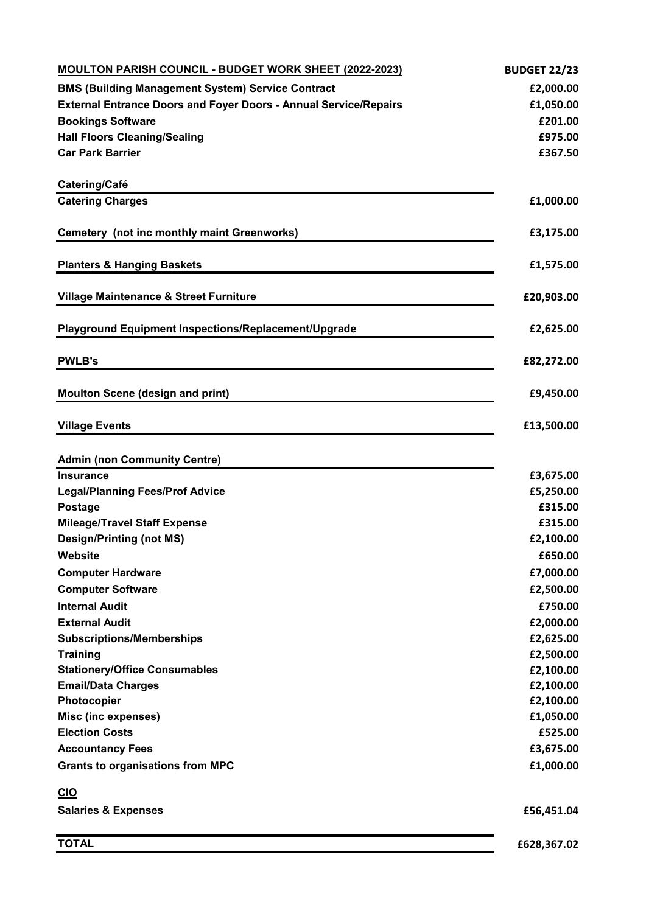| MOULTON PARISH COUNCIL - BUDGET WORK SHEET (2022-2023) | BUDGET 22/23 |
|---|---|
| **BMS (Building Management System) Service Contract** | £2,000.00 |
| **External Entrance Doors and Foyer Doors - Annual Service/Repairs** | £1,050.00 |
| **Bookings Software** | £201.00 |
| **Hall Floors Cleaning/Sealing** | £975.00 |
| **Car Park Barrier** | £367.50 |
| **Catering/Café** | |
| **Catering Charges** | £1,000.00 |
| **Cemetery (not inc monthly maint Greenworks)** | £3,175.00 |
| **Planters & Hanging Baskets** | £1,575.00 |
| **Village Maintenance & Street Furniture** | £20,903.00 |
| **Playground Equipment Inspections/Replacement/Upgrade** | £2,625.00 |
| **PWLB's** | £82,272.00 |
| **Moulton Scene (design and print)** | £9,450.00 |
| **Village Events** | £13,500.00 |
| **Admin (non Community Centre)** | |
| **Insurance** | £3,675.00 |
| **Legal/Planning Fees/Prof Advice** | £5,250.00 |
| **Postage** | £315.00 |
| **Mileage/Travel Staff Expense** | £315.00 |
| **Design/Printing (not MS)** | £2,100.00 |
| **Website** | £650.00 |
| **Computer Hardware** | £7,000.00 |
| **Computer Software** | £2,500.00 |
| **Internal Audit** | £750.00 |
| **External Audit** | £2,000.00 |
| **Subscriptions/Memberships** | £2,625.00 |
| **Training** | £2,500.00 |
| **Stationery/Office Consumables** | £2,100.00 |
| **Email/Data Charges** | £2,100.00 |
| **Photocopier** | £2,100.00 |
| **Misc (inc expenses)** | £1,050.00 |
| **Election Costs** | £525.00 |
| **Accountancy Fees** | £3,675.00 |
| **Grants to organisations from MPC** | £1,000.00 |
| **CIO** | |
| **Salaries & Expenses** | £56,451.04 |
| **TOTAL** | £628,367.02 |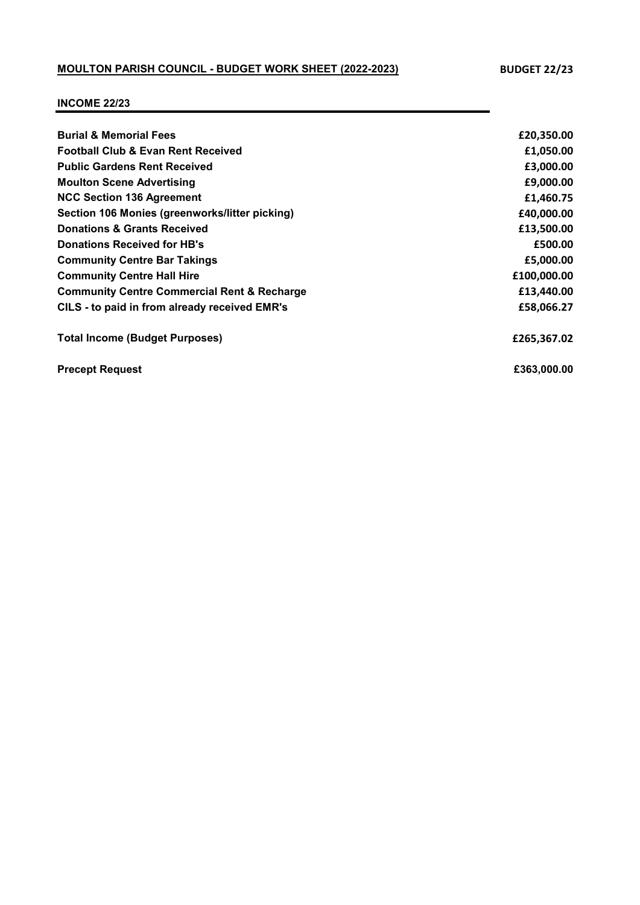**MOULTON PARISH COUNCIL - BUDGET WORK SHEET (2022-2023)**

**INCOME 22/23**

| | BUDGET 22/23 |
|---|---|
| **Burial & Memorial Fees** | **£20,350.00** |
| **Football Club & Evan Rent Received** | **£1,050.00** |
| **Public Gardens Rent Received** | **£3,000.00** |
| **Moulton Scene Advertising** | **£9,000.00** |
| **NCC Section 136 Agreement** | **£1,460.75** |
| **Section 106 Monies (greenworks/litter picking)** | **£40,000.00** |
| **Donations & Grants Received** | **£13,500.00** |
| **Donations Received for HB's** | **£500.00** |
| **Community Centre Bar Takings** | **£5,000.00** |
| **Community Centre Hall Hire** | **£100,000.00** |
| **Community Centre Commercial Rent & Recharge** | **£13,440.00** |
| **CILS - to paid in from already received EMR's** | **£58,066.27** |
| **Total Income (Budget Purposes)** | **£265,367.02** |
| **Precept Request** | **£363,000.00** |